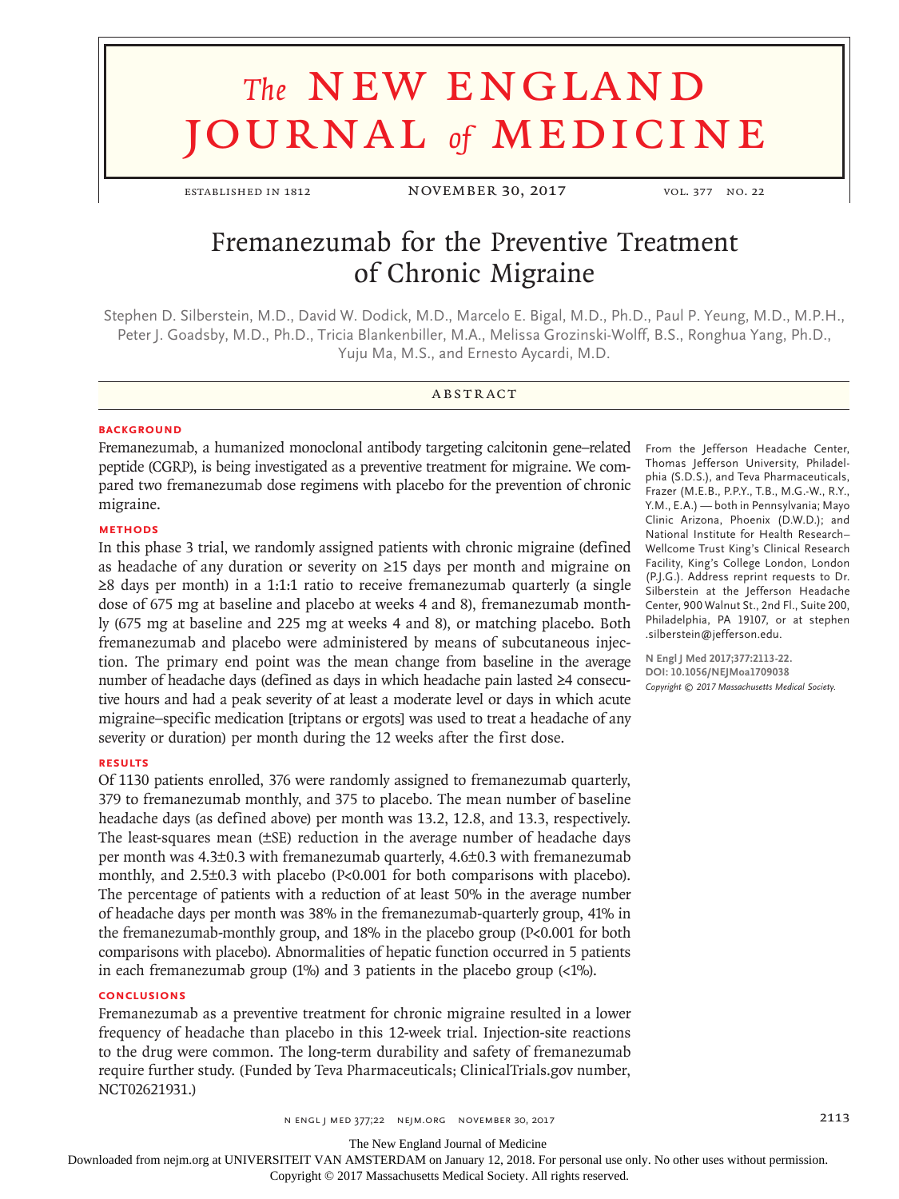# The NEW ENGLAND JOURNAL of MEDICINE

ESTABLISHED IN 1812 — NOVEMBER 30, 2017 — VOL. 377 NO. 22

# Fremanezumab for the Preventive Treatment of Chronic Migraine

Stephen D. Silberstein, M.D., David W. Dodick, M.D., Marcelo E. Bigal, M.D., Ph.D., Paul P. Yeung, M.D., M.P.H., Peter J. Goadsby, M.D., Ph.D., Tricia Blankenbiller, M.A., Melissa Grozinski-Wolff, B.S., Ronghua Yang, Ph.D., Yuju Ma, M.S., and Ernesto Aycardi, M.D.

## ABSTRACT

### BACKGROUND

Fremanezumab, a humanized monoclonal antibody targeting calcitonin gene–related peptide (CGRP), is being investigated as a preventive treatment for migraine. We compared two fremanezumab dose regimens with placebo for the prevention of chronic migraine.

### METHODS

In this phase 3 trial, we randomly assigned patients with chronic migraine (defined as headache of any duration or severity on ≥15 days per month and migraine on ≥8 days per month) in a 1:1:1 ratio to receive fremanezumab quarterly (a single dose of 675 mg at baseline and placebo at weeks 4 and 8), fremanezumab monthly (675 mg at baseline and 225 mg at weeks 4 and 8), or matching placebo. Both fremanezumab and placebo were administered by means of subcutaneous injection. The primary end point was the mean change from baseline in the average number of headache days (defined as days in which headache pain lasted ≥4 consecutive hours and had a peak severity of at least a moderate level or days in which acute migraine–specific medication [triptans or ergots] was used to treat a headache of any severity or duration) per month during the 12 weeks after the first dose.

### RESULTS

Of 1130 patients enrolled, 376 were randomly assigned to fremanezumab quarterly, 379 to fremanezumab monthly, and 375 to placebo. The mean number of baseline headache days (as defined above) per month was 13.2, 12.8, and 13.3, respectively. The least-squares mean (±SE) reduction in the average number of headache days per month was 4.3±0.3 with fremanezumab quarterly, 4.6±0.3 with fremanezumab monthly, and 2.5±0.3 with placebo ($P<0.001$ for both comparisons with placebo). The percentage of patients with a reduction of at least 50% in the average number of headache days per month was 38% in the fremanezumab-quarterly group, 41% in the fremanezumab-monthly group, and 18% in the placebo group ($P<0.001$ for both comparisons with placebo). Abnormalities of hepatic function occurred in 5 patients in each fremanezumab group (1%) and 3 patients in the placebo group (<1%).

### CONCLUSIONS

Fremanezumab as a preventive treatment for chronic migraine resulted in a lower frequency of headache than placebo in this 12-week trial. Injection-site reactions to the drug were common. The long-term durability and safety of fremanezumab require further study. (Funded by Teva Pharmaceuticals; ClinicalTrials.gov number, NCT02621931.)

From the Jefferson Headache Center, Thomas Jefferson University, Philadelphia (S.D.S.), and Teva Pharmaceuticals, Frazer (M.E.B., P.P.Y., T.B., M.G.-W., R.Y., Y.M., E.A.) — both in Pennsylvania; Mayo Clinic Arizona, Phoenix (D.W.D.); and National Institute for Health Research–Wellcome Trust King's Clinical Research Facility, King's College London, London (P.J.G.). Address reprint requests to Dr. Silberstein at the Jefferson Headache Center, 900 Walnut St., 2nd Fl., Suite 200, Philadelphia, PA 19107, or at stephen.silberstein@jefferson.edu.

N Engl J Med 2017;377:2113-22.
DOI: 10.1056/NEJMoa1709038
*Copyright © 2017 Massachusetts Medical Society.*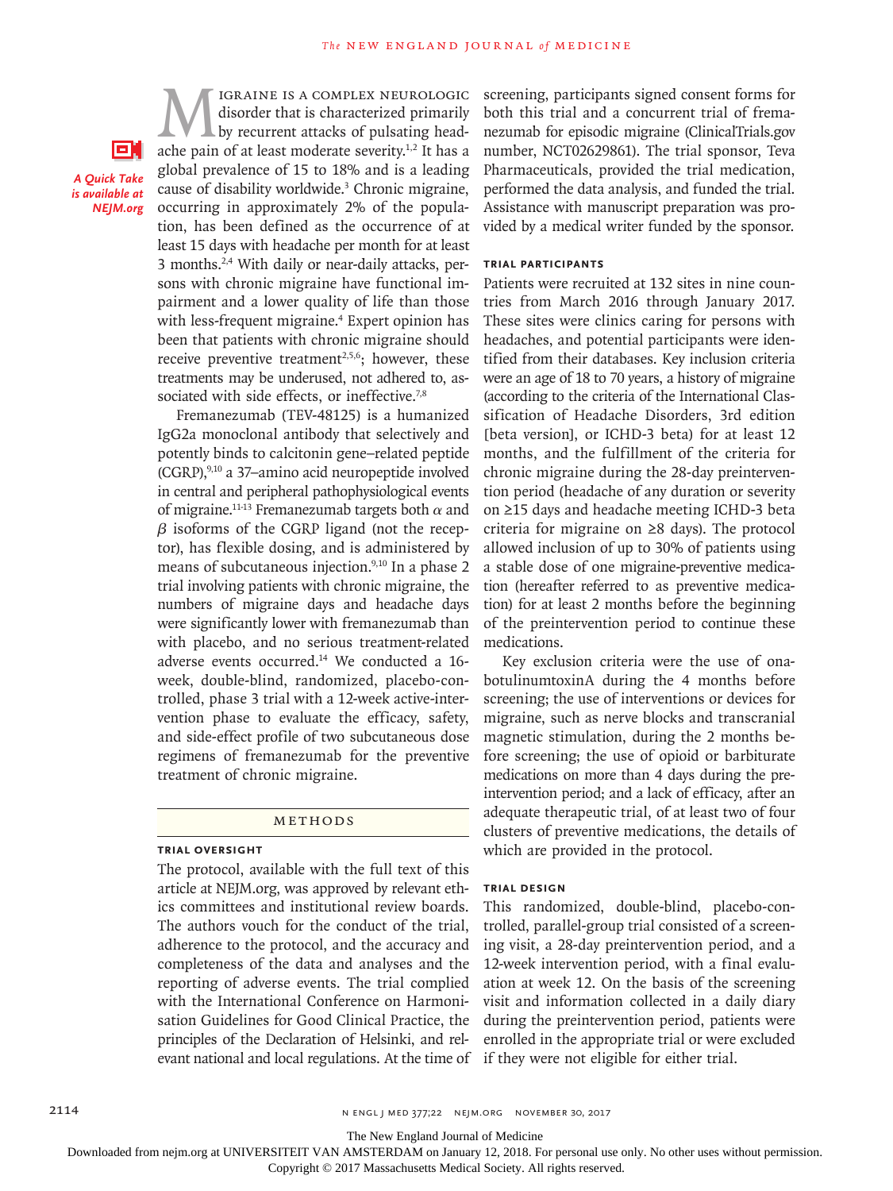A Quick Take is available at NEJM.org

Migraine is a complex neurologic disorder that is characterized primarily by recurrent attacks of pulsating headache pain of at least moderate severity.[1,2] It has a global prevalence of 15 to 18% and is a leading cause of disability worldwide.[3] Chronic migraine, occurring in approximately 2% of the population, has been defined as the occurrence of at least 15 days with headache per month for at least 3 months.[2,4] With daily or near-daily attacks, persons with chronic migraine have functional impairment and a lower quality of life than those with less-frequent migraine.[4] Expert opinion has been that patients with chronic migraine should receive preventive treatment[2,5,6]; however, these treatments may be underused, not adhered to, associated with side effects, or ineffective.[7,8]

Fremanezumab (TEV-48125) is a humanized IgG2a monoclonal antibody that selectively and potently binds to calcitonin gene–related peptide (CGRP),[9,10] a 37–amino acid neuropeptide involved in central and peripheral pathophysiological events of migraine.[11-13] Fremanezumab targets both $\alpha$ and $\beta$ isoforms of the CGRP ligand (not the receptor), has flexible dosing, and is administered by means of subcutaneous injection.[9,10] In a phase 2 trial involving patients with chronic migraine, the numbers of migraine days and headache days were significantly lower with fremanezumab than with placebo, and no serious treatment-related adverse events occurred.[14] We conducted a 16-week, double-blind, randomized, placebo-controlled, phase 3 trial with a 12-week active-intervention phase to evaluate the efficacy, safety, and side-effect profile of two subcutaneous dose regimens of fremanezumab for the preventive treatment of chronic migraine.

## Methods

### Trial Oversight

The protocol, available with the full text of this article at NEJM.org, was approved by relevant ethics committees and institutional review boards. The authors vouch for the conduct of the trial, adherence to the protocol, and the accuracy and completeness of the data and analyses and the reporting of adverse events. The trial complied with the International Conference on Harmonisation Guidelines for Good Clinical Practice, the principles of the Declaration of Helsinki, and relevant national and local regulations. At the time of screening, participants signed consent forms for both this trial and a concurrent trial of fremanezumab for episodic migraine (ClinicalTrials.gov number, NCT02629861). The trial sponsor, Teva Pharmaceuticals, provided the trial medication, performed the data analysis, and funded the trial. Assistance with manuscript preparation was provided by a medical writer funded by the sponsor.

### Trial Participants

Patients were recruited at 132 sites in nine countries from March 2016 through January 2017. These sites were clinics caring for persons with headaches, and potential participants were identified from their databases. Key inclusion criteria were an age of 18 to 70 years, a history of migraine (according to the criteria of the International Classification of Headache Disorders, 3rd edition [beta version], or ICHD-3 beta) for at least 12 months, and the fulfillment of the criteria for chronic migraine during the 28-day preintervention period (headache of any duration or severity on ≥15 days and headache meeting ICHD-3 beta criteria for migraine on ≥8 days). The protocol allowed inclusion of up to 30% of patients using a stable dose of one migraine-preventive medication (hereafter referred to as preventive medication) for at least 2 months before the beginning of the preintervention period to continue these medications.

Key exclusion criteria were the use of onabotulinumtoxinA during the 4 months before screening; the use of interventions or devices for migraine, such as nerve blocks and transcranial magnetic stimulation, during the 2 months before screening; the use of opioid or barbiturate medications on more than 4 days during the preintervention period; and a lack of efficacy, after an adequate therapeutic trial, of at least two of four clusters of preventive medications, the details of which are provided in the protocol.

### Trial Design

This randomized, double-blind, placebo-controlled, parallel-group trial consisted of a screening visit, a 28-day preintervention period, and a 12-week intervention period, with a final evaluation at week 12. On the basis of the screening visit and information collected in a daily diary during the preintervention period, patients were enrolled in the appropriate trial or were excluded if they were not eligible for either trial.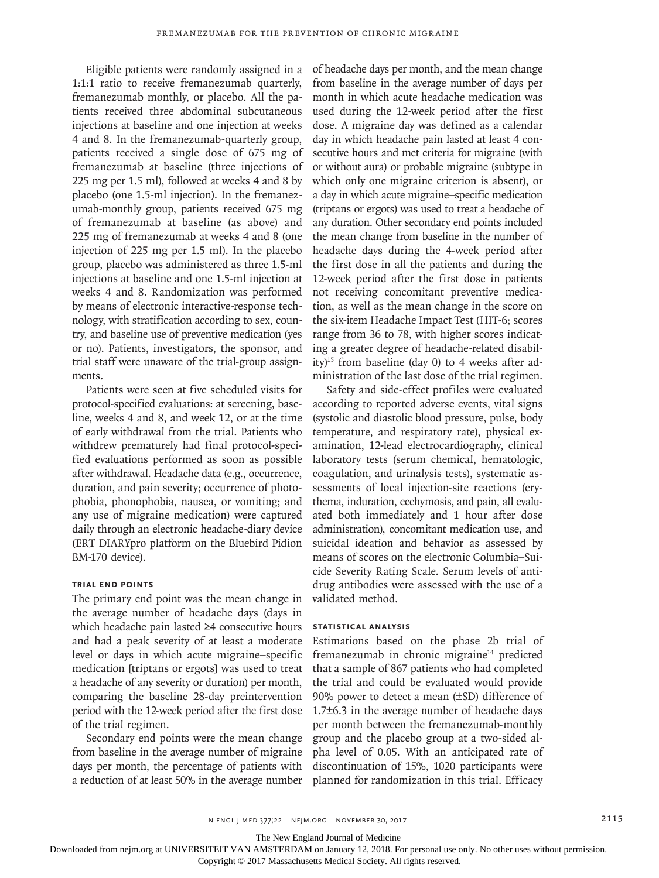Eligible patients were randomly assigned in a 1:1:1 ratio to receive fremanezumab quarterly, fremanezumab monthly, or placebo. All the patients received three abdominal subcutaneous injections at baseline and one injection at weeks 4 and 8. In the fremanezumab-quarterly group, patients received a single dose of 675 mg of fremanezumab at baseline (three injections of 225 mg per 1.5 ml), followed at weeks 4 and 8 by placebo (one 1.5-ml injection). In the fremanezumab-monthly group, patients received 675 mg of fremanezumab at baseline (as above) and 225 mg of fremanezumab at weeks 4 and 8 (one injection of 225 mg per 1.5 ml). In the placebo group, placebo was administered as three 1.5-ml injections at baseline and one 1.5-ml injection at weeks 4 and 8. Randomization was performed by means of electronic interactive-response technology, with stratification according to sex, country, and baseline use of preventive medication (yes or no). Patients, investigators, the sponsor, and trial staff were unaware of the trial-group assignments.

Patients were seen at five scheduled visits for protocol-specified evaluations: at screening, baseline, weeks 4 and 8, and week 12, or at the time of early withdrawal from the trial. Patients who withdrew prematurely had final protocol-specified evaluations performed as soon as possible after withdrawal. Headache data (e.g., occurrence, duration, and pain severity; occurrence of photophobia, phonophobia, nausea, or vomiting; and any use of migraine medication) were captured daily through an electronic headache-diary device (ERT DIARYpro platform on the Bluebird Pidion BM-170 device).

### Trial End Points

The primary end point was the mean change in the average number of headache days (days in which headache pain lasted ≥4 consecutive hours and had a peak severity of at least a moderate level or days in which acute migraine–specific medication [triptans or ergots] was used to treat a headache of any severity or duration) per month, comparing the baseline 28-day preintervention period with the 12-week period after the first dose of the trial regimen.

Secondary end points were the mean change from baseline in the average number of migraine days per month, the percentage of patients with a reduction of at least 50% in the average number of headache days per month, and the mean change from baseline in the average number of days per month in which acute headache medication was used during the 12-week period after the first dose. A migraine day was defined as a calendar day in which headache pain lasted at least 4 consecutive hours and met criteria for migraine (with or without aura) or probable migraine (subtype in which only one migraine criterion is absent), or a day in which acute migraine–specific medication (triptans or ergots) was used to treat a headache of any duration. Other secondary end points included the mean change from baseline in the number of headache days during the 4-week period after the first dose in all the patients and during the 12-week period after the first dose in patients not receiving concomitant preventive medication, as well as the mean change in the score on the six-item Headache Impact Test (HIT-6; scores range from 36 to 78, with higher scores indicating a greater degree of headache-related disability)[15] from baseline (day 0) to 4 weeks after administration of the last dose of the trial regimen.

Safety and side-effect profiles were evaluated according to reported adverse events, vital signs (systolic and diastolic blood pressure, pulse, body temperature, and respiratory rate), physical examination, 12-lead electrocardiography, clinical laboratory tests (serum chemical, hematologic, coagulation, and urinalysis tests), systematic assessments of local injection-site reactions (erythema, induration, ecchymosis, and pain, all evaluated both immediately and 1 hour after dose administration), concomitant medication use, and suicidal ideation and behavior as assessed by means of scores on the electronic Columbia–Suicide Severity Rating Scale. Serum levels of antidrug antibodies were assessed with the use of a validated method.

### Statistical Analysis

Estimations based on the phase 2b trial of fremanezumab in chronic migraine[14] predicted that a sample of 867 patients who had completed the trial and could be evaluated would provide 90% power to detect a mean (±SD) difference of 1.7±6.3 in the average number of headache days per month between the fremanezumab-monthly group and the placebo group at a two-sided alpha level of 0.05. With an anticipated rate of discontinuation of 15%, 1020 participants were planned for randomization in this trial. Efficacy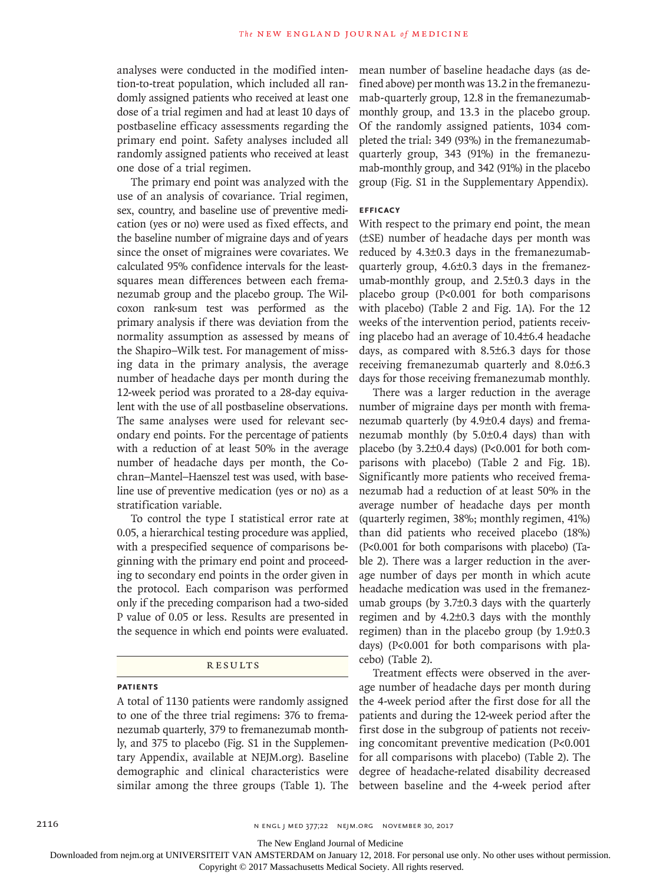analyses were conducted in the modified intention-to-treat population, which included all randomly assigned patients who received at least one dose of a trial regimen and had at least 10 days of postbaseline efficacy assessments regarding the primary end point. Safety analyses included all randomly assigned patients who received at least one dose of a trial regimen.

The primary end point was analyzed with the use of an analysis of covariance. Trial regimen, sex, country, and baseline use of preventive medication (yes or no) were used as fixed effects, and the baseline number of migraine days and of years since the onset of migraines were covariates. We calculated 95% confidence intervals for the least-squares mean differences between each fremanezumab group and the placebo group. The Wilcoxon rank-sum test was performed as the primary analysis if there was deviation from the normality assumption as assessed by means of the Shapiro–Wilk test. For management of missing data in the primary analysis, the average number of headache days per month during the 12-week period was prorated to a 28-day equivalent with the use of all postbaseline observations. The same analyses were used for relevant secondary end points. For the percentage of patients with a reduction of at least 50% in the average number of headache days per month, the Cochran–Mantel–Haenszel test was used, with baseline use of preventive medication (yes or no) as a stratification variable.

To control the type I statistical error rate at 0.05, a hierarchical testing procedure was applied, with a prespecified sequence of comparisons beginning with the primary end point and proceeding to secondary end points in the order given in the protocol. Each comparison was performed only if the preceding comparison had a two-sided P value of 0.05 or less. Results are presented in the sequence in which end points were evaluated.

## RESULTS

### PATIENTS

A total of 1130 patients were randomly assigned to one of the three trial regimens: 376 to fremanezumab quarterly, 379 to fremanezumab monthly, and 375 to placebo (Fig. S1 in the Supplementary Appendix, available at NEJM.org). Baseline demographic and clinical characteristics were similar among the three groups (Table 1). The mean number of baseline headache days (as defined above) per month was 13.2 in the fremanezumab-quarterly group, 12.8 in the fremanezumab-monthly group, and 13.3 in the placebo group. Of the randomly assigned patients, 1034 completed the trial: 349 (93%) in the fremanezumab-quarterly group, 343 (91%) in the fremanezumab-monthly group, and 342 (91%) in the placebo group (Fig. S1 in the Supplementary Appendix).

### EFFICACY

With respect to the primary end point, the mean (±SE) number of headache days per month was reduced by 4.3±0.3 days in the fremanezumab-quarterly group, 4.6±0.3 days in the fremanezumab-monthly group, and 2.5±0.3 days in the placebo group ($P<0.001$ for both comparisons with placebo) (Table 2 and Fig. 1A). For the 12 weeks of the intervention period, patients receiving placebo had an average of 10.4±6.4 headache days, as compared with 8.5±6.3 days for those receiving fremanezumab quarterly and 8.0±6.3 days for those receiving fremanezumab monthly.

There was a larger reduction in the average number of migraine days per month with fremanezumab quarterly (by 4.9±0.4 days) and fremanezumab monthly (by 5.0±0.4 days) than with placebo (by 3.2±0.4 days) ($P<0.001$ for both comparisons with placebo) (Table 2 and Fig. 1B). Significantly more patients who received fremanezumab had a reduction of at least 50% in the average number of headache days per month (quarterly regimen, 38%; monthly regimen, 41%) than did patients who received placebo (18%) ($P<0.001$ for both comparisons with placebo) (Table 2). There was a larger reduction in the average number of days per month in which acute headache medication was used in the fremanezumab groups (by 3.7±0.3 days with the quarterly regimen and by 4.2±0.3 days with the monthly regimen) than in the placebo group (by 1.9±0.3 days) ($P<0.001$ for both comparisons with placebo) (Table 2).

Treatment effects were observed in the average number of headache days per month during the 4-week period after the first dose for all the patients and during the 12-week period after the first dose in the subgroup of patients not receiving concomitant preventive medication ($P<0.001$ for all comparisons with placebo) (Table 2). The degree of headache-related disability decreased between baseline and the 4-week period after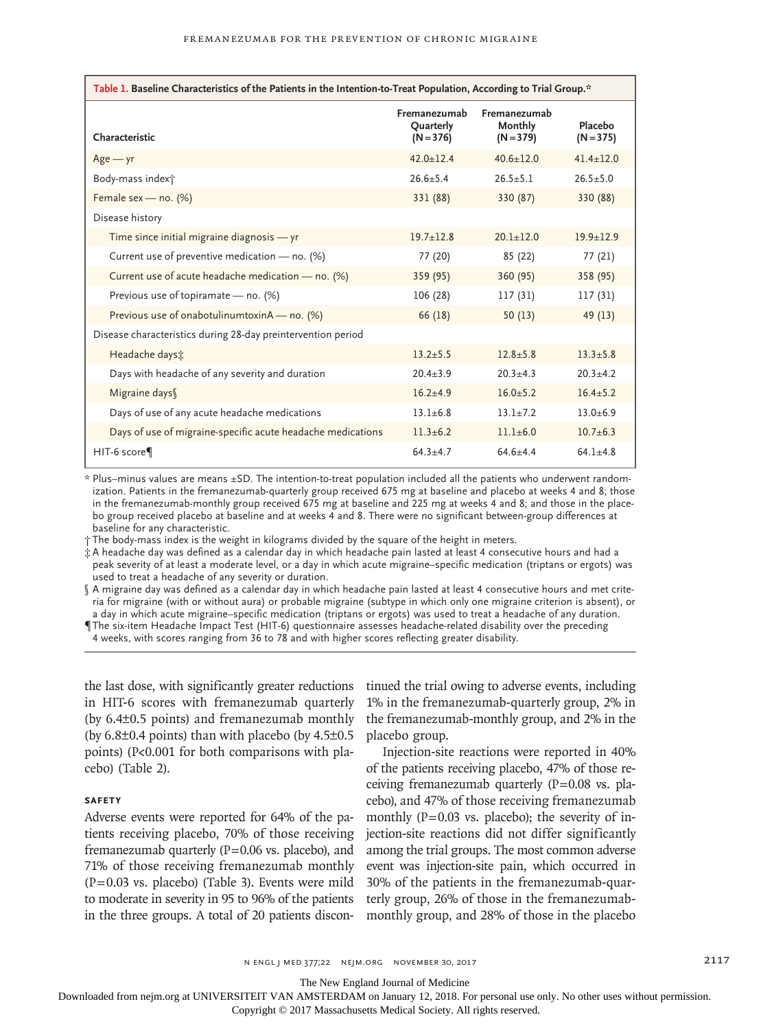**Table 1. Baseline Characteristics of the Patients in the Intention-to-Treat Population, According to Trial Group.***

| Characteristic | Fremanezumab Quarterly (N=376) | Fremanezumab Monthly (N=379) | Placebo (N=375) |
|---|---|---|---|
| Age — yr | 42.0±12.4 | 40.6±12.0 | 41.4±12.0 |
| Body-mass index† | 26.6±5.4 | 26.5±5.1 | 26.5±5.0 |
| Female sex — no. (%) | 331 (88) | 330 (87) | 330 (88) |
| Disease history | | | |
| Time since initial migraine diagnosis — yr | 19.7±12.8 | 20.1±12.0 | 19.9±12.9 |
| Current use of preventive medication — no. (%) | 77 (20) | 85 (22) | 77 (21) |
| Current use of acute headache medication — no. (%) | 359 (95) | 360 (95) | 358 (95) |
| Previous use of topiramate — no. (%) | 106 (28) | 117 (31) | 117 (31) |
| Previous use of onabotulinumtoxinA — no. (%) | 66 (18) | 50 (13) | 49 (13) |
| Disease characteristics during 28-day preintervention period | | | |
| Headache days‡ | 13.2±5.5 | 12.8±5.8 | 13.3±5.8 |
| Days with headache of any severity and duration | 20.4±3.9 | 20.3±4.3 | 20.3±4.2 |
| Migraine days§ | 16.2±4.9 | 16.0±5.2 | 16.4±5.2 |
| Days of use of any acute headache medications | 13.1±6.8 | 13.1±7.2 | 13.0±6.9 |
| Days of use of migraine-specific acute headache medications | 11.3±6.2 | 11.1±6.0 | 10.7±6.3 |
| HIT-6 score¶ | 64.3±4.7 | 64.6±4.4 | 64.1±4.8 |

\* Plus–minus values are means ±SD. The intention-to-treat population included all the patients who underwent randomization. Patients in the fremanezumab-quarterly group received 675 mg at baseline and placebo at weeks 4 and 8; those in the fremanezumab-monthly group received 675 mg at baseline and 225 mg at weeks 4 and 8; and those in the placebo group received placebo at baseline and at weeks 4 and 8. There were no significant between-group differences at baseline for any characteristic.

† The body-mass index is the weight in kilograms divided by the square of the height in meters.

‡ A headache day was defined as a calendar day in which headache pain lasted at least 4 consecutive hours and had a peak severity of at least a moderate level, or a day in which acute migraine–specific medication (triptans or ergots) was used to treat a headache of any severity or duration.

§ A migraine day was defined as a calendar day in which headache pain lasted at least 4 consecutive hours and met criteria for migraine (with or without aura) or probable migraine (subtype in which only one migraine criterion is absent), or a day in which acute migraine–specific medication (triptans or ergots) was used to treat a headache of any duration.

¶ The six-item Headache Impact Test (HIT-6) questionnaire assesses headache-related disability over the preceding 4 weeks, with scores ranging from 36 to 78 and with higher scores reflecting greater disability.

the last dose, with significantly greater reductions in HIT-6 scores with fremanezumab quarterly (by 6.4±0.5 points) and fremanezumab monthly (by 6.8±0.4 points) than with placebo (by 4.5±0.5 points) (P<0.001 for both comparisons with placebo) (Table 2).

### Safety

Adverse events were reported for 64% of the patients receiving placebo, 70% of those receiving fremanezumab quarterly (P=0.06 vs. placebo), and 71% of those receiving fremanezumab monthly (P=0.03 vs. placebo) (Table 3). Events were mild to moderate in severity in 95 to 96% of the patients in the three groups. A total of 20 patients discontinued the trial owing to adverse events, including 1% in the fremanezumab-quarterly group, 2% in the fremanezumab-monthly group, and 2% in the placebo group.

Injection-site reactions were reported in 40% of the patients receiving placebo, 47% of those receiving fremanezumab quarterly (P=0.08 vs. placebo), and 47% of those receiving fremanezumab monthly (P=0.03 vs. placebo); the severity of injection-site reactions did not differ significantly among the trial groups. The most common adverse event was injection-site pain, which occurred in 30% of the patients in the fremanezumab-quarterly group, 26% of those in the fremanezumab-monthly group, and 28% of those in the placebo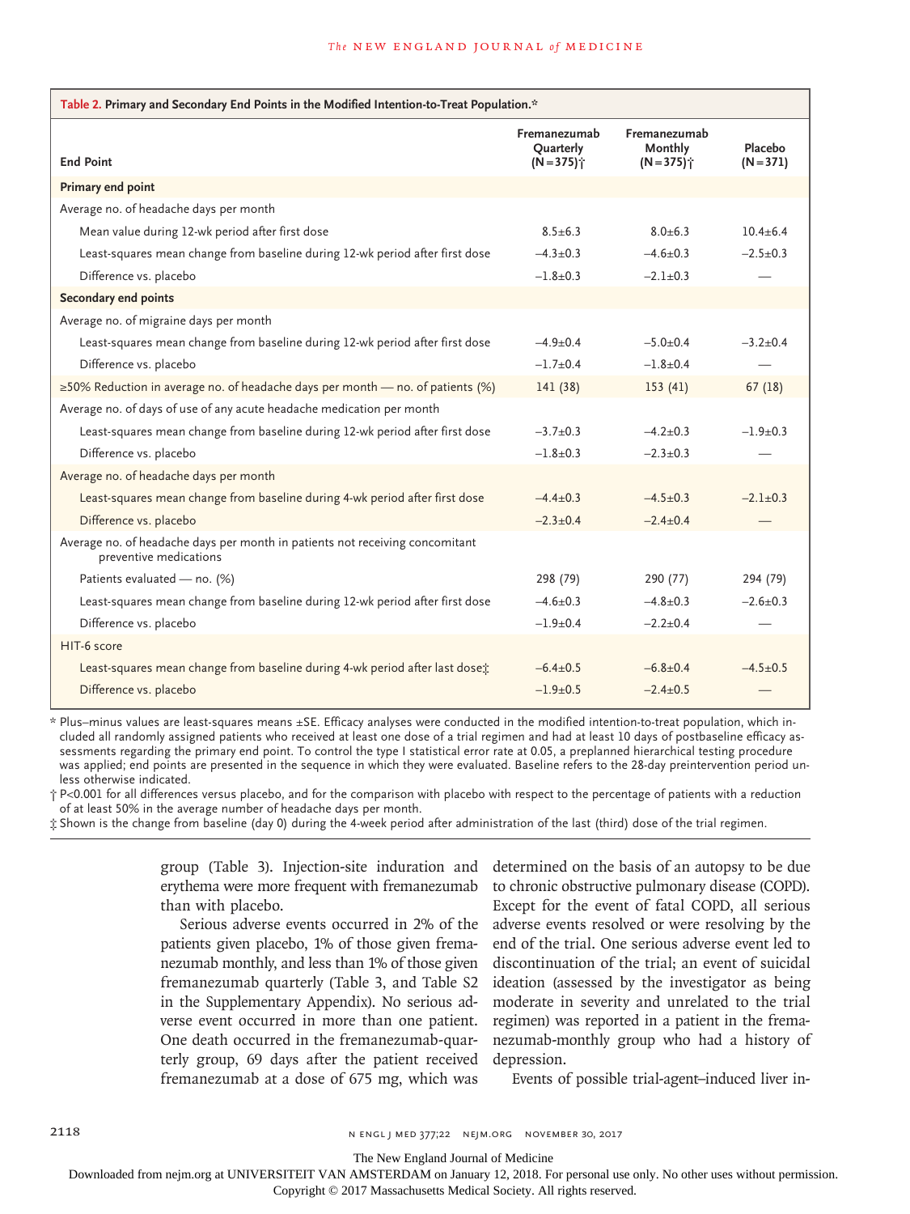**Table 2. Primary and Secondary End Points in the Modified Intention-to-Treat Population.***

| End Point | Fremanezumab Quarterly (N=375)† | Fremanezumab Monthly (N=375)† | Placebo (N=371) |
|---|---|---|---|
| **Primary end point** | | | |
| Average no. of headache days per month | | | |
| Mean value during 12-wk period after first dose | 8.5±6.3 | 8.0±6.3 | 10.4±6.4 |
| Least-squares mean change from baseline during 12-wk period after first dose | −4.3±0.3 | −4.6±0.3 | −2.5±0.3 |
| Difference vs. placebo | −1.8±0.3 | −2.1±0.3 | — |
| **Secondary end points** | | | |
| Average no. of migraine days per month | | | |
| Least-squares mean change from baseline during 12-wk period after first dose | −4.9±0.4 | −5.0±0.4 | −3.2±0.4 |
| Difference vs. placebo | −1.7±0.4 | −1.8±0.4 | — |
| ≥50% Reduction in average no. of headache days per month — no. of patients (%) | 141 (38) | 153 (41) | 67 (18) |
| Average no. of days of use of any acute headache medication per month | | | |
| Least-squares mean change from baseline during 12-wk period after first dose | −3.7±0.3 | −4.2±0.3 | −1.9±0.3 |
| Difference vs. placebo | −1.8±0.3 | −2.3±0.3 | — |
| Average no. of headache days per month | | | |
| Least-squares mean change from baseline during 4-wk period after first dose | −4.4±0.3 | −4.5±0.3 | −2.1±0.3 |
| Difference vs. placebo | −2.3±0.4 | −2.4±0.4 | — |
| Average no. of headache days per month in patients not receiving concomitant preventive medications | | | |
| Patients evaluated — no. (%) | 298 (79) | 290 (77) | 294 (79) |
| Least-squares mean change from baseline during 12-wk period after first dose | −4.6±0.3 | −4.8±0.3 | −2.6±0.3 |
| Difference vs. placebo | −1.9±0.4 | −2.2±0.4 | — |
| HIT-6 score | | | |
| Least-squares mean change from baseline during 4-wk period after last dose‡ | −6.4±0.5 | −6.8±0.4 | −4.5±0.5 |
| Difference vs. placebo | −1.9±0.5 | −2.4±0.5 | — |

\* Plus–minus values are least-squares means ±SE. Efficacy analyses were conducted in the modified intention-to-treat population, which included all randomly assigned patients who received at least one dose of a trial regimen and had at least 10 days of postbaseline efficacy assessments regarding the primary end point. To control the type I statistical error rate at 0.05, a preplanned hierarchical testing procedure was applied; end points are presented in the sequence in which they were evaluated. Baseline refers to the 28-day preintervention period unless otherwise indicated.

† P<0.001 for all differences versus placebo, and for the comparison with placebo with respect to the percentage of patients with a reduction of at least 50% in the average number of headache days per month.

‡ Shown is the change from baseline (day 0) during the 4-week period after administration of the last (third) dose of the trial regimen.

group (Table 3). Injection-site induration and erythema were more frequent with fremanezumab than with placebo.

Serious adverse events occurred in 2% of the patients given placebo, 1% of those given fremanezumab monthly, and less than 1% of those given fremanezumab quarterly (Table 3, and Table S2 in the Supplementary Appendix). No serious adverse event occurred in more than one patient. One death occurred in the fremanezumab-quarterly group, 69 days after the patient received fremanezumab at a dose of 675 mg, which was determined on the basis of an autopsy to be due to chronic obstructive pulmonary disease (COPD). Except for the event of fatal COPD, all serious adverse events resolved or were resolving by the end of the trial. One serious adverse event led to discontinuation of the trial; an event of suicidal ideation (assessed by the investigator as being moderate in severity and unrelated to the trial regimen) was reported in a patient in the fremanezumab-monthly group who had a history of depression.

Events of possible trial-agent–induced liver in-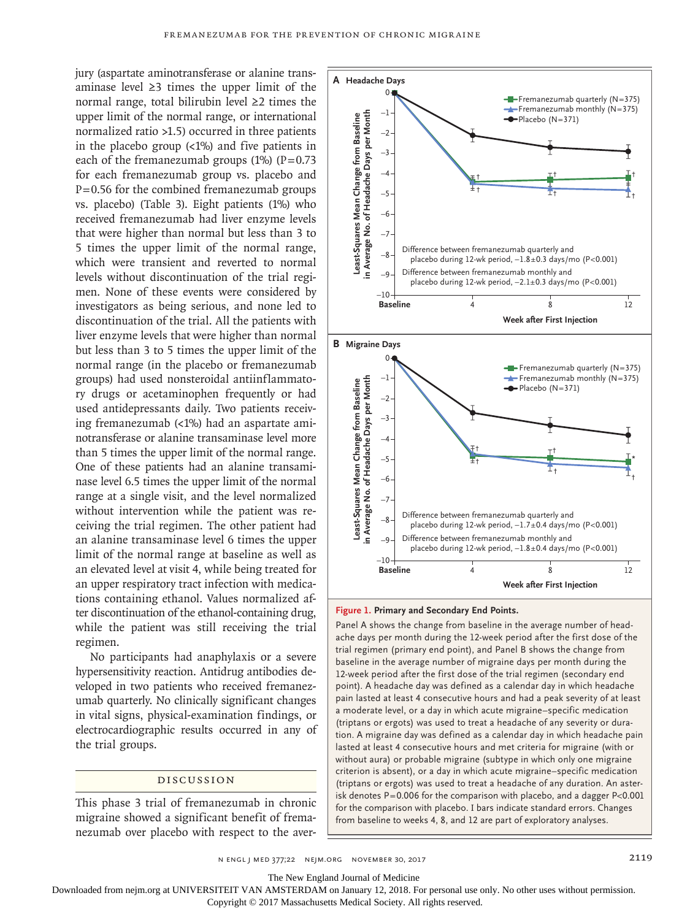jury (aspartate aminotransferase or alanine transaminase level ≥3 times the upper limit of the normal range, total bilirubin level ≥2 times the upper limit of the normal range, or international normalized ratio >1.5) occurred in three patients in the placebo group (<1%) and five patients in each of the fremanezumab groups (1%) (P=0.73 for each fremanezumab group vs. placebo and P=0.56 for the combined fremanezumab groups vs. placebo) (Table 3). Eight patients (1%) who received fremanezumab had liver enzyme levels that were higher than normal but less than 3 to 5 times the upper limit of the normal range, which were transient and reverted to normal levels without discontinuation of the trial regimen. None of these events were considered by investigators as being serious, and none led to discontinuation of the trial. All the patients with liver enzyme levels that were higher than normal but less than 3 to 5 times the upper limit of the normal range (in the placebo or fremanezumab groups) had used nonsteroidal antiinflammatory drugs or acetaminophen frequently or had used antidepressants daily. Two patients receiving fremanezumab (<1%) had an aspartate aminotransferase or alanine transaminase level more than 5 times the upper limit of the normal range. One of these patients had an alanine transaminase level 6.5 times the upper limit of the normal range at a single visit, and the level normalized without intervention while the patient was receiving the trial regimen. The other patient had an alanine transaminase level 6 times the upper limit of the normal range at baseline as well as an elevated level at visit 4, while being treated for an upper respiratory tract infection with medications containing ethanol. Values normalized after discontinuation of the ethanol-containing drug, while the patient was still receiving the trial regimen.

No participants had anaphylaxis or a severe hypersensitivity reaction. Antidrug antibodies developed in two patients who received fremanezumab quarterly. No clinically significant changes in vital signs, physical-examination findings, or electrocardiographic results occurred in any of the trial groups.

**Figure 1. Primary and Secondary End Points.**

Panel A shows the change from baseline in the average number of headache days per month during the 12-week period after the first dose of the trial regimen (primary end point), and Panel B shows the change from baseline in the average number of migraine days per month during the 12-week period after the first dose of the trial regimen (secondary end point). A headache day was defined as a calendar day in which headache pain lasted at least 4 consecutive hours and had a peak severity of at least a moderate level, or a day in which acute migraine–specific medication (triptans or ergots) was used to treat a headache of any severity or duration. A migraine day was defined as a calendar day in which headache pain lasted at least 4 consecutive hours and met criteria for migraine (with or without aura) or probable migraine (subtype in which only one migraine criterion is absent), or a day in which acute migraine–specific medication (triptans or ergots) was used to treat a headache of any duration. An asterisk denotes P=0.006 for the comparison with placebo, and a dagger P<0.001 for the comparison with placebo. I bars indicate standard errors. Changes from baseline to weeks 4, 8, and 12 are part of exploratory analyses.

## Discussion

This phase 3 trial of fremanezumab in chronic migraine showed a significant benefit of fremanezumab over placebo with respect to the aver-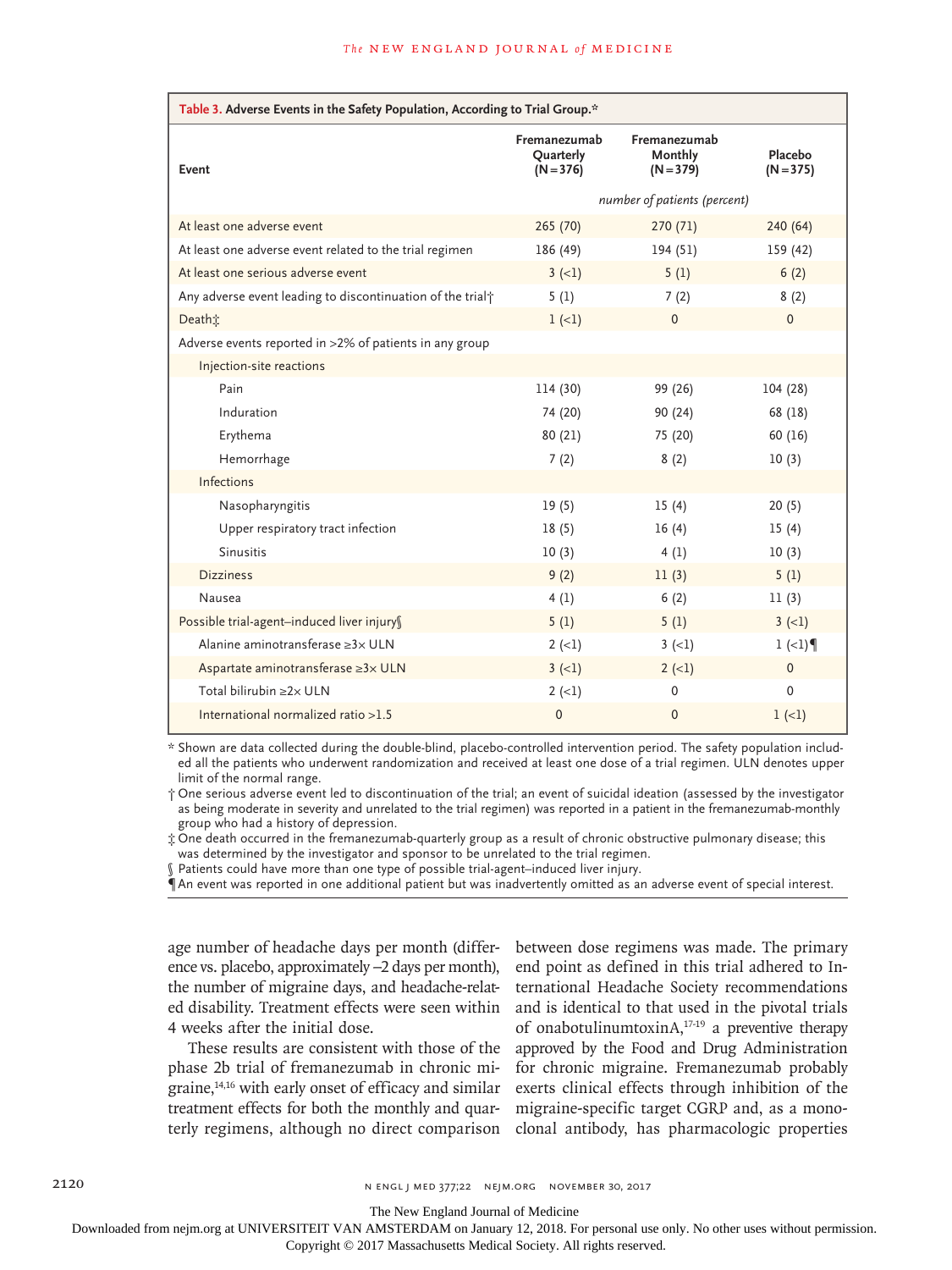**Table 3. Adverse Events in the Safety Population, According to Trial Group.***

| Event | Fremanezumab Quarterly (N=376) | Fremanezumab Monthly (N=379) | Placebo (N=375) |
|---|---|---|---|
| | *number of patients (percent)* | | |
| At least one adverse event | 265 (70) | 270 (71) | 240 (64) |
| At least one adverse event related to the trial regimen | 186 (49) | 194 (51) | 159 (42) |
| At least one serious adverse event | 3 (<1) | 5 (1) | 6 (2) |
| Any adverse event leading to discontinuation of the trial† | 5 (1) | 7 (2) | 8 (2) |
| Death‡ | 1 (<1) | 0 | 0 |
| Adverse events reported in >2% of patients in any group | | | |
| Injection-site reactions | | | |
| Pain | 114 (30) | 99 (26) | 104 (28) |
| Induration | 74 (20) | 90 (24) | 68 (18) |
| Erythema | 80 (21) | 75 (20) | 60 (16) |
| Hemorrhage | 7 (2) | 8 (2) | 10 (3) |
| Infections | | | |
| Nasopharyngitis | 19 (5) | 15 (4) | 20 (5) |
| Upper respiratory tract infection | 18 (5) | 16 (4) | 15 (4) |
| Sinusitis | 10 (3) | 4 (1) | 10 (3) |
| Dizziness | 9 (2) | 11 (3) | 5 (1) |
| Nausea | 4 (1) | 6 (2) | 11 (3) |
| Possible trial-agent–induced liver injury§ | 5 (1) | 5 (1) | 3 (<1) |
| Alanine aminotransferase ≥3× ULN | 2 (<1) | 3 (<1) | 1 (<1)¶ |
| Aspartate aminotransferase ≥3× ULN | 3 (<1) | 2 (<1) | 0 |
| Total bilirubin ≥2× ULN | 2 (<1) | 0 | 0 |
| International normalized ratio >1.5 | 0 | 0 | 1 (<1) |

\* Shown are data collected during the double-blind, placebo-controlled intervention period. The safety population included all the patients who underwent randomization and received at least one dose of a trial regimen. ULN denotes upper limit of the normal range.

† One serious adverse event led to discontinuation of the trial; an event of suicidal ideation (assessed by the investigator as being moderate in severity and unrelated to the trial regimen) was reported in a patient in the fremanezumab-monthly group who had a history of depression.

‡ One death occurred in the fremanezumab-quarterly group as a result of chronic obstructive pulmonary disease; this was determined by the investigator and sponsor to be unrelated to the trial regimen.

§ Patients could have more than one type of possible trial-agent–induced liver injury.

¶ An event was reported in one additional patient but was inadvertently omitted as an adverse event of special interest.

age number of headache days per month (difference vs. placebo, approximately −2 days per month), the number of migraine days, and headache-related disability. Treatment effects were seen within 4 weeks after the initial dose.

These results are consistent with those of the phase 2b trial of fremanezumab in chronic migraine,[14,16] with early onset of efficacy and similar treatment effects for both the monthly and quarterly regimens, although no direct comparison between dose regimens was made. The primary end point as defined in this trial adhered to International Headache Society recommendations and is identical to that used in the pivotal trials of onabotulinumtoxinA,[17-19] a preventive therapy approved by the Food and Drug Administration for chronic migraine. Fremanezumab probably exerts clinical effects through inhibition of the migraine-specific target CGRP and, as a monoclonal antibody, has pharmacologic properties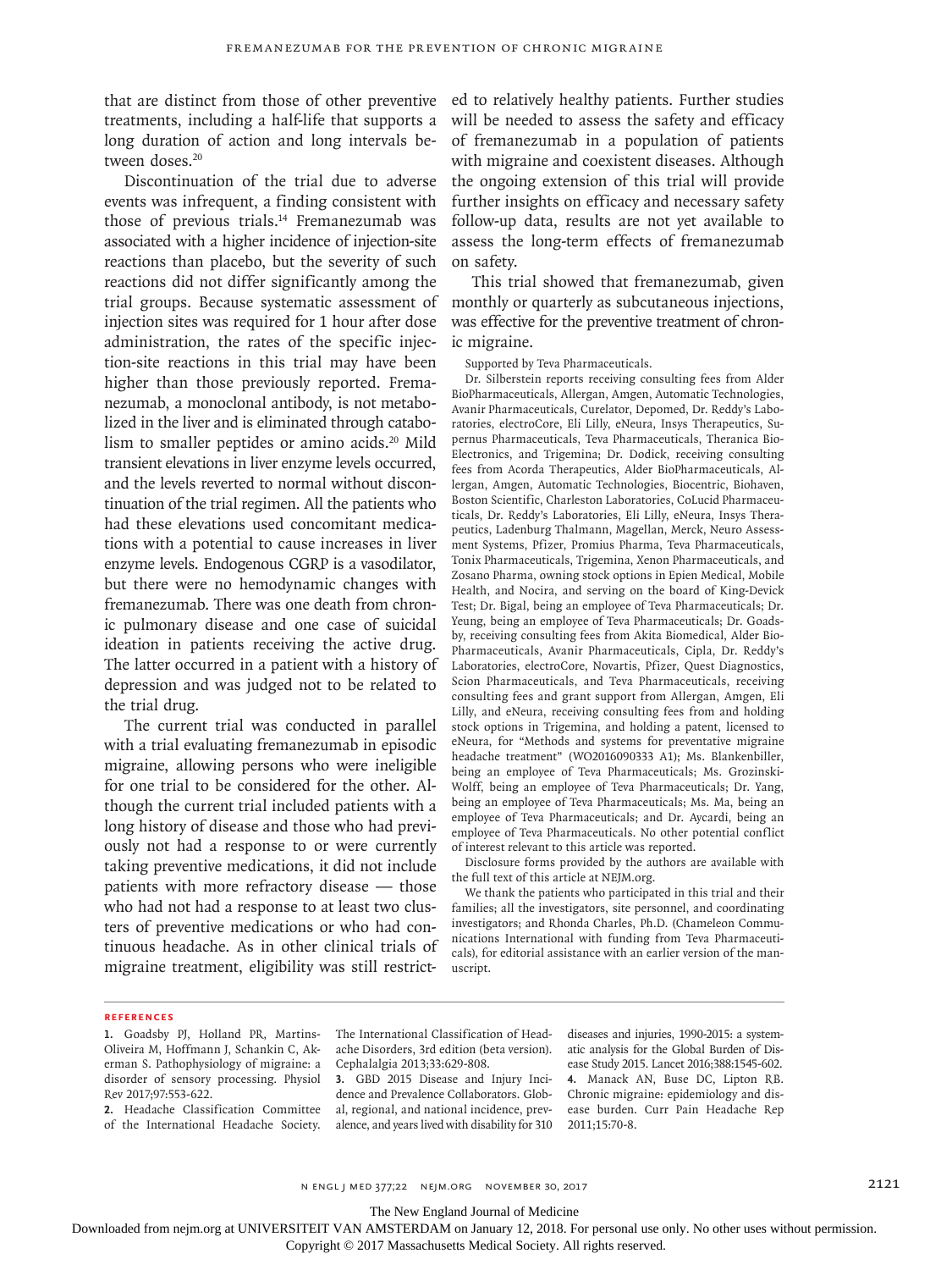that are distinct from those of other preventive treatments, including a half-life that supports a long duration of action and long intervals between doses.[20]

Discontinuation of the trial due to adverse events was infrequent, a finding consistent with those of previous trials.[14] Fremanezumab was associated with a higher incidence of injection-site reactions than placebo, but the severity of such reactions did not differ significantly among the trial groups. Because systematic assessment of injection sites was required for 1 hour after dose administration, the rates of the specific injection-site reactions in this trial may have been higher than those previously reported. Fremanezumab, a monoclonal antibody, is not metabolized in the liver and is eliminated through catabolism to smaller peptides or amino acids.[20] Mild transient elevations in liver enzyme levels occurred, and the levels reverted to normal without discontinuation of the trial regimen. All the patients who had these elevations used concomitant medications with a potential to cause increases in liver enzyme levels. Endogenous CGRP is a vasodilator, but there were no hemodynamic changes with fremanezumab. There was one death from chronic pulmonary disease and one case of suicidal ideation in patients receiving the active drug. The latter occurred in a patient with a history of depression and was judged not to be related to the trial drug.

The current trial was conducted in parallel with a trial evaluating fremanezumab in episodic migraine, allowing persons who were ineligible for one trial to be considered for the other. Although the current trial included patients with a long history of disease and those who had previously not had a response to or were currently taking preventive medications, it did not include patients with more refractory disease — those who had not had a response to at least two clusters of preventive medications or who had continuous headache. As in other clinical trials of migraine treatment, eligibility was still restricted to relatively healthy patients. Further studies will be needed to assess the safety and efficacy of fremanezumab in a population of patients with migraine and coexistent diseases. Although the ongoing extension of this trial will provide further insights on efficacy and necessary safety follow-up data, results are not yet available to assess the long-term effects of fremanezumab on safety.

This trial showed that fremanezumab, given monthly or quarterly as subcutaneous injections, was effective for the preventive treatment of chronic migraine.

Supported by Teva Pharmaceuticals.

Dr. Silberstein reports receiving consulting fees from Alder BioPharmaceuticals, Allergan, Amgen, Automatic Technologies, Avanir Pharmaceuticals, Curelator, Depomed, Dr. Reddy's Laboratories, electroCore, Eli Lilly, eNeura, Insys Therapeutics, Supernus Pharmaceuticals, Teva Pharmaceuticals, Theranica Bio-Electronics, and Trigemina; Dr. Dodick, receiving consulting fees from Acorda Therapeutics, Alder BioPharmaceuticals, Allergan, Amgen, Automatic Technologies, Biocentric, Biohaven, Boston Scientific, Charleston Laboratories, CoLucid Pharmaceuticals, Dr. Reddy's Laboratories, Eli Lilly, eNeura, Insys Therapeutics, Ladenburg Thalmann, Magellan, Merck, Neuro Assessment Systems, Pfizer, Promius Pharma, Teva Pharmaceuticals, Tonix Pharmaceuticals, Trigemina, Xenon Pharmaceuticals, and Zosano Pharma, owning stock options in Epien Medical, Mobile Health, and Nocira, and serving on the board of King-Devick Test; Dr. Bigal, being an employee of Teva Pharmaceuticals; Dr. Yeung, being an employee of Teva Pharmaceuticals; Dr. Goadsby, receiving consulting fees from Akita Biomedical, Alder BioPharmaceuticals, Avanir Pharmaceuticals, Cipla, Dr. Reddy's Laboratories, electroCore, Novartis, Pfizer, Quest Diagnostics, Scion Pharmaceuticals, and Teva Pharmaceuticals, receiving consulting fees and grant support from Allergan, Amgen, Eli Lilly, and eNeura, receiving consulting fees from and holding stock options in Trigemina, and holding a patent, licensed to eNeura, for "Methods and systems for preventative migraine headache treatment" (WO2016090333 A1); Ms. Blankenbiller, being an employee of Teva Pharmaceuticals; Ms. Grozinski-Wolff, being an employee of Teva Pharmaceuticals; Dr. Yang, being an employee of Teva Pharmaceuticals; Ms. Ma, being an employee of Teva Pharmaceuticals; and Dr. Aycardi, being an employee of Teva Pharmaceuticals. No other potential conflict of interest relevant to this article was reported.

Disclosure forms provided by the authors are available with the full text of this article at NEJM.org.

We thank the patients who participated in this trial and their families; all the investigators, site personnel, and coordinating investigators; and Rhonda Charles, Ph.D. (Chameleon Communications International with funding from Teva Pharmaceuticals), for editorial assistance with an earlier version of the manuscript.

## References

1. Goadsby PJ, Holland PR, Martins-Oliveira M, Hoffmann J, Schankin C, Akerman S. Pathophysiology of migraine: a disorder of sensory processing. Physiol Rev 2017;97:553-622.
2. Headache Classification Committee of the International Headache Society. The International Classification of Headache Disorders, 3rd edition (beta version). Cephalalgia 2013;33:629-808.
3. GBD 2015 Disease and Injury Incidence and Prevalence Collaborators. Global, regional, and national incidence, prevalence, and years lived with disability for 310 diseases and injuries, 1990-2015: a systematic analysis for the Global Burden of Disease Study 2015. Lancet 2016;388:1545-602.
4. Manack AN, Buse DC, Lipton RB. Chronic migraine: epidemiology and disease burden. Curr Pain Headache Rep 2011;15:70-8.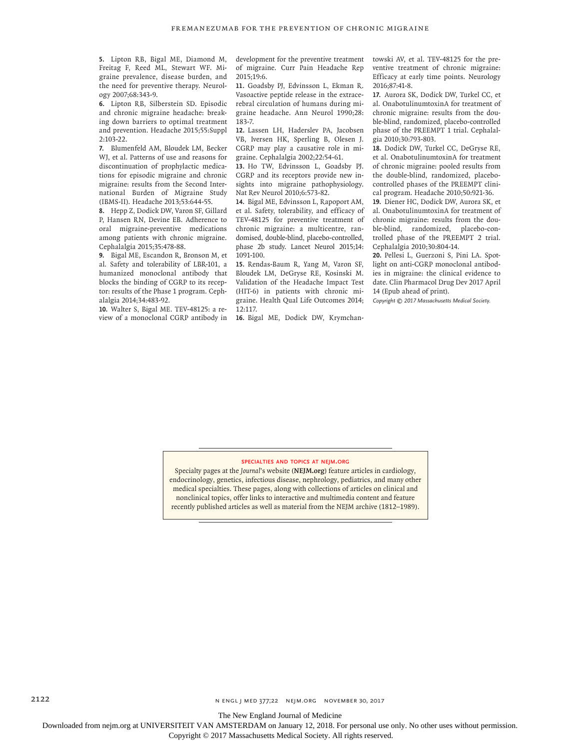**5.** Lipton RB, Bigal ME, Diamond M, Freitag F, Reed ML, Stewart WF. Migraine prevalence, disease burden, and the need for preventive therapy. Neurology 2007;68:343-9.

**6.** Lipton RB, Silberstein SD. Episodic and chronic migraine headache: breaking down barriers to optimal treatment and prevention. Headache 2015;55:Suppl 2:103-22.

**7.** Blumenfeld AM, Bloudek LM, Becker WJ, et al. Patterns of use and reasons for discontinuation of prophylactic medications for episodic migraine and chronic migraine: results from the Second International Burden of Migraine Study (IBMS-II). Headache 2013;53:644-55.

**8.** Hepp Z, Dodick DW, Varon SF, Gillard P, Hansen RN, Devine EB. Adherence to oral migraine-preventive medications among patients with chronic migraine. Cephalalgia 2015;35:478-88.

**9.** Bigal ME, Escandon R, Bronson M, et al. Safety and tolerability of LBR-101, a humanized monoclonal antibody that blocks the binding of CGRP to its receptor: results of the Phase 1 program. Cephalalgia 2014;34:483-92.

**10.** Walter S, Bigal ME. TEV-48125: a review of a monoclonal CGRP antibody in development for the preventive treatment of migraine. Curr Pain Headache Rep 2015;19:6.

**11.** Goadsby PJ, Edvinsson L, Ekman R. Vasoactive peptide release in the extracerebral circulation of humans during migraine headache. Ann Neurol 1990;28:183-7.

**12.** Lassen LH, Haderslev PA, Jacobsen VB, Iversen HK, Sperling B, Olesen J. CGRP may play a causative role in migraine. Cephalalgia 2002;22:54-61.

**13.** Ho TW, Edvinsson L, Goadsby PJ. CGRP and its receptors provide new insights into migraine pathophysiology. Nat Rev Neurol 2010;6:573-82.

**14.** Bigal ME, Edvinsson L, Rapoport AM, et al. Safety, tolerability, and efficacy of TEV-48125 for preventive treatment of chronic migraine: a multicentre, randomised, double-blind, placebo-controlled, phase 2b study. Lancet Neurol 2015;14:1091-100.

**15.** Rendas-Baum R, Yang M, Varon SF, Bloudek LM, DeGryse RE, Kosinski M. Validation of the Headache Impact Test (HIT-6) in patients with chronic migraine. Health Qual Life Outcomes 2014;12:117.

**16.** Bigal ME, Dodick DW, Krymchantowski AV, et al. TEV-48125 for the preventive treatment of chronic migraine: Efficacy at early time points. Neurology 2016;87:41-8.

**17.** Aurora SK, Dodick DW, Turkel CC, et al. OnabotulinumtoxinA for treatment of chronic migraine: results from the double-blind, randomized, placebo-controlled phase of the PREEMPT 1 trial. Cephalalgia 2010;30:793-803.

**18.** Dodick DW, Turkel CC, DeGryse RE, et al. OnabotulinumtoxinA for treatment of chronic migraine: pooled results from the double-blind, randomized, placebo-controlled phases of the PREEMPT clinical program. Headache 2010;50:921-36.

**19.** Diener HC, Dodick DW, Aurora SK, et al. OnabotulinumtoxinA for treatment of chronic migraine: results from the double-blind, randomized, placebo-controlled phase of the PREEMPT 2 trial. Cephalalgia 2010;30:804-14.

**20.** Pellesi L, Guerzoni S, Pini LA. Spotlight on anti-CGRP monoclonal antibodies in migraine: the clinical evidence to date. Clin Pharmacol Drug Dev 2017 April 14 (Epub ahead of print).

*Copyright © 2017 Massachusetts Medical Society.*

**SPECIALTIES AND TOPICS AT NEJM.ORG**

Specialty pages at the *Journal*'s website (**NEJM.org**) feature articles in cardiology, endocrinology, genetics, infectious disease, nephrology, pediatrics, and many other medical specialties. These pages, along with collections of articles on clinical and nonclinical topics, offer links to interactive and multimedia content and feature recently published articles as well as material from the NEJM archive (1812–1989).